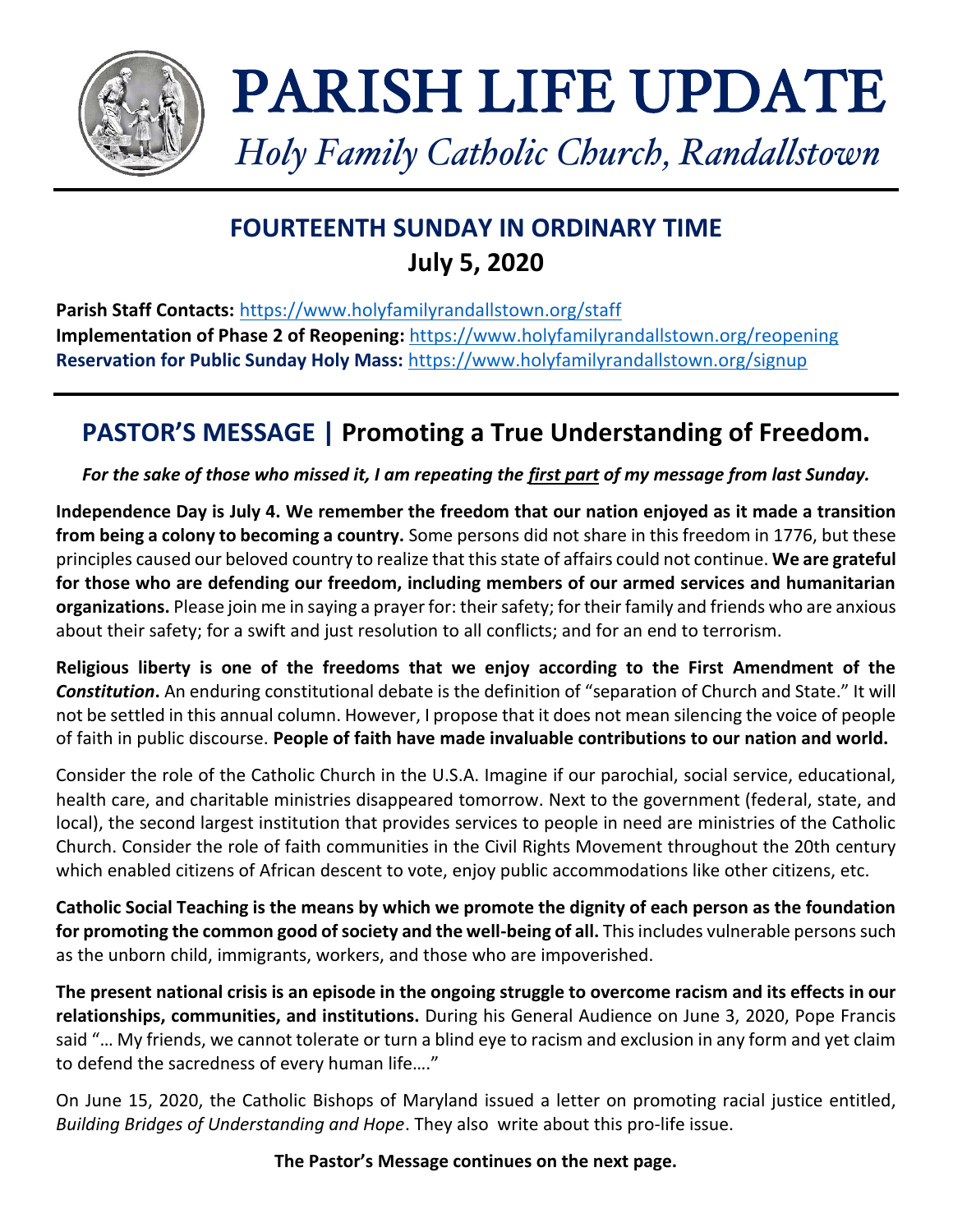# PARISH LIFE UPDATE

*Holy Family Catholic Church, Randallstown*

## FOURTEENTH SUNDAY IN ORDINARY TIME
## July 5, 2020

**Parish Staff Contacts:** https://www.holyfamilyrandallstown.org/staff
**Implementation of Phase 2 of Reopening:** https://www.holyfamilyrandallstown.org/reopening
**Reservation for Public Sunday Holy Mass:** https://www.holyfamilyrandallstown.org/signup

## PASTOR'S MESSAGE | Promoting a True Understanding of Freedom.

***For the sake of those who missed it, I am repeating the first part of my message from last Sunday.***

**Independence Day is July 4. We remember the freedom that our nation enjoyed as it made a transition from being a colony to becoming a country.** Some persons did not share in this freedom in 1776, but these principles caused our beloved country to realize that this state of affairs could not continue. **We are grateful for those who are defending our freedom, including members of our armed services and humanitarian organizations.** Please join me in saying a prayer for: their safety; for their family and friends who are anxious about their safety; for a swift and just resolution to all conflicts; and for an end to terrorism.

**Religious liberty is one of the freedoms that we enjoy according to the First Amendment of the *Constitution*.** An enduring constitutional debate is the definition of "separation of Church and State." It will not be settled in this annual column. However, I propose that it does not mean silencing the voice of people of faith in public discourse. **People of faith have made invaluable contributions to our nation and world.**

Consider the role of the Catholic Church in the U.S.A. Imagine if our parochial, social service, educational, health care, and charitable ministries disappeared tomorrow. Next to the government (federal, state, and local), the second largest institution that provides services to people in need are ministries of the Catholic Church. Consider the role of faith communities in the Civil Rights Movement throughout the 20th century which enabled citizens of African descent to vote, enjoy public accommodations like other citizens, etc.

**Catholic Social Teaching is the means by which we promote the dignity of each person as the foundation for promoting the common good of society and the well-being of all.** This includes vulnerable persons such as the unborn child, immigrants, workers, and those who are impoverished.

**The present national crisis is an episode in the ongoing struggle to overcome racism and its effects in our relationships, communities, and institutions.** During his General Audience on June 3, 2020, Pope Francis said "… My friends, we cannot tolerate or turn a blind eye to racism and exclusion in any form and yet claim to defend the sacredness of every human life…."

On June 15, 2020, the Catholic Bishops of Maryland issued a letter on promoting racial justice entitled, *Building Bridges of Understanding and Hope*. They also write about this pro-life issue.

**The Pastor's Message continues on the next page.**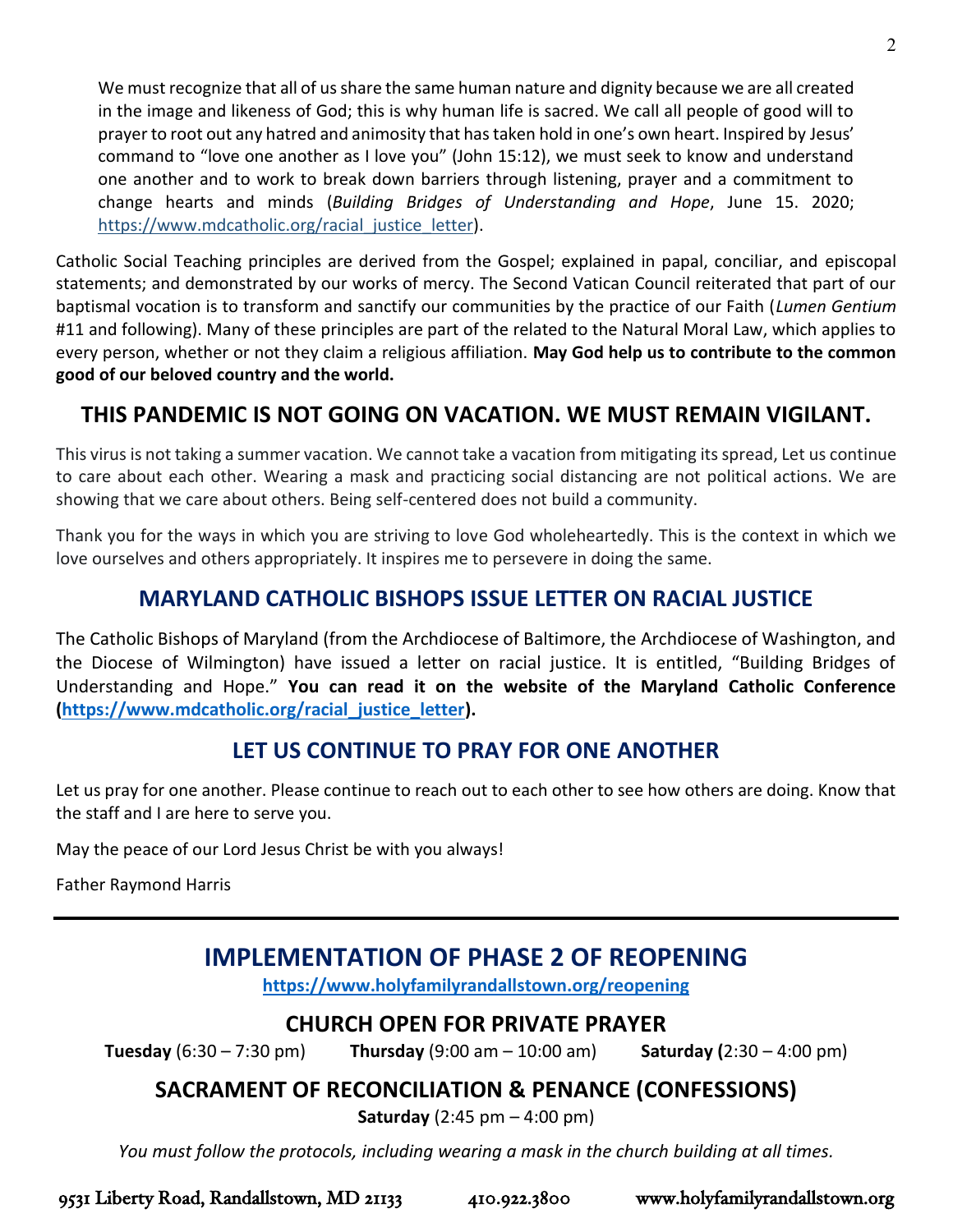> We must recognize that all of us share the same human nature and dignity because we are all created in the image and likeness of God; this is why human life is sacred. We call all people of good will to prayer to root out any hatred and animosity that has taken hold in one's own heart. Inspired by Jesus' command to "love one another as I love you" (John 15:12), we must seek to know and understand one another and to work to break down barriers through listening, prayer and a commitment to change hearts and minds (*Building Bridges of Understanding and Hope*, June 15. 2020; https://www.mdcatholic.org/racial_justice_letter).

Catholic Social Teaching principles are derived from the Gospel; explained in papal, conciliar, and episcopal statements; and demonstrated by our works of mercy. The Second Vatican Council reiterated that part of our baptismal vocation is to transform and sanctify our communities by the practice of our Faith (*Lumen Gentium* #11 and following). Many of these principles are part of the related to the Natural Moral Law, which applies to every person, whether or not they claim a religious affiliation. **May God help us to contribute to the common good of our beloved country and the world.**

## THIS PANDEMIC IS NOT GOING ON VACATION. WE MUST REMAIN VIGILANT.

This virus is not taking a summer vacation. We cannot take a vacation from mitigating its spread, Let us continue to care about each other. Wearing a mask and practicing social distancing are not political actions. We are showing that we care about others. Being self-centered does not build a community.

Thank you for the ways in which you are striving to love God wholeheartedly. This is the context in which we love ourselves and others appropriately. It inspires me to persevere in doing the same.

## MARYLAND CATHOLIC BISHOPS ISSUE LETTER ON RACIAL JUSTICE

The Catholic Bishops of Maryland (from the Archdiocese of Baltimore, the Archdiocese of Washington, and the Diocese of Wilmington) have issued a letter on racial justice. It is entitled, "Building Bridges of Understanding and Hope." **You can read it on the website of the Maryland Catholic Conference (https://www.mdcatholic.org/racial_justice_letter).**

## LET US CONTINUE TO PRAY FOR ONE ANOTHER

Let us pray for one another. Please continue to reach out to each other to see how others are doing. Know that the staff and I are here to serve you.

May the peace of our Lord Jesus Christ be with you always!

Father Raymond Harris

---

# IMPLEMENTATION OF PHASE 2 OF REOPENING

**https://www.holyfamilyrandallstown.org/reopening**

## CHURCH OPEN FOR PRIVATE PRAYER

**Tuesday** (6:30 – 7:30 pm) **Thursday** (9:00 am – 10:00 am) **Saturday (**2:30 – 4:00 pm)

## SACRAMENT OF RECONCILIATION & PENANCE (CONFESSIONS)

**Saturday** (2:45 pm – 4:00 pm)

*You must follow the protocols, including wearing a mask in the church building at all times.*

9531 Liberty Road, Randallstown, MD 21133 410.922.3800 www.holyfamilyrandallstown.org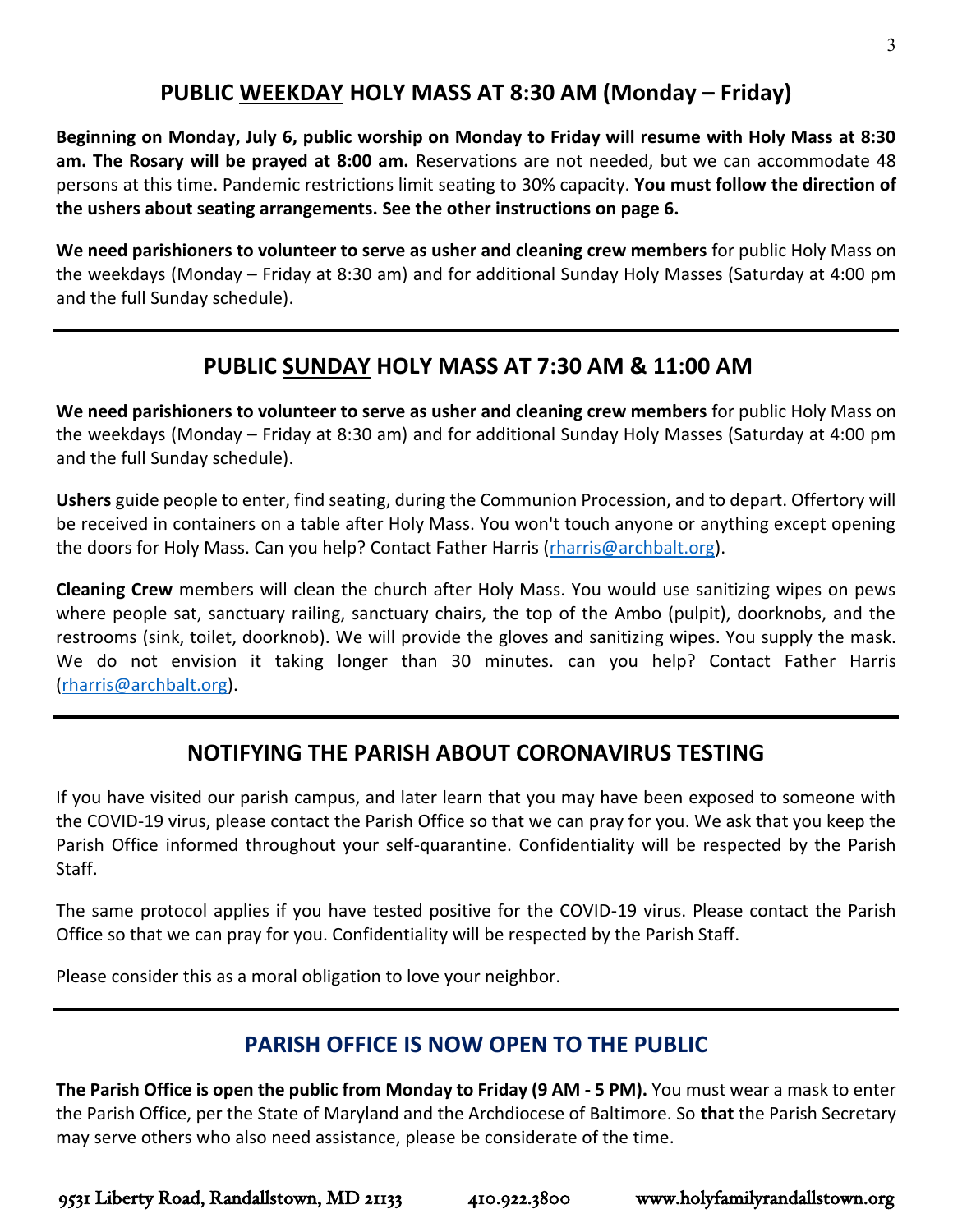## PUBLIC <u>WEEKDAY</u> HOLY MASS AT 8:30 AM (Monday – Friday)

**Beginning on Monday, July 6, public worship on Monday to Friday will resume with Holy Mass at 8:30 am. The Rosary will be prayed at 8:00 am.** Reservations are not needed, but we can accommodate 48 persons at this time. Pandemic restrictions limit seating to 30% capacity. **You must follow the direction of the ushers about seating arrangements. See the other instructions on page 6.**

**We need parishioners to volunteer to serve as usher and cleaning crew members** for public Holy Mass on the weekdays (Monday – Friday at 8:30 am) and for additional Sunday Holy Masses (Saturday at 4:00 pm and the full Sunday schedule).

---

## PUBLIC <u>SUNDAY</u> HOLY MASS AT 7:30 AM & 11:00 AM

**We need parishioners to volunteer to serve as usher and cleaning crew members** for public Holy Mass on the weekdays (Monday – Friday at 8:30 am) and for additional Sunday Holy Masses (Saturday at 4:00 pm and the full Sunday schedule).

**Ushers** guide people to enter, find seating, during the Communion Procession, and to depart. Offertory will be received in containers on a table after Holy Mass. You won't touch anyone or anything except opening the doors for Holy Mass. Can you help? Contact Father Harris (rharris@archbalt.org).

**Cleaning Crew** members will clean the church after Holy Mass. You would use sanitizing wipes on pews where people sat, sanctuary railing, sanctuary chairs, the top of the Ambo (pulpit), doorknobs, and the restrooms (sink, toilet, doorknob). We will provide the gloves and sanitizing wipes. You supply the mask. We do not envision it taking longer than 30 minutes. can you help? Contact Father Harris (rharris@archbalt.org).

---

## NOTIFYING THE PARISH ABOUT CORONAVIRUS TESTING

If you have visited our parish campus, and later learn that you may have been exposed to someone with the COVID-19 virus, please contact the Parish Office so that we can pray for you. We ask that you keep the Parish Office informed throughout your self-quarantine. Confidentiality will be respected by the Parish Staff.

The same protocol applies if you have tested positive for the COVID-19 virus. Please contact the Parish Office so that we can pray for you. Confidentiality will be respected by the Parish Staff.

Please consider this as a moral obligation to love your neighbor.

---

## PARISH OFFICE IS NOW OPEN TO THE PUBLIC

**The Parish Office is open the public from Monday to Friday (9 AM - 5 PM).** You must wear a mask to enter the Parish Office, per the State of Maryland and the Archdiocese of Baltimore. So **that** the Parish Secretary may serve others who also need assistance, please be considerate of the time.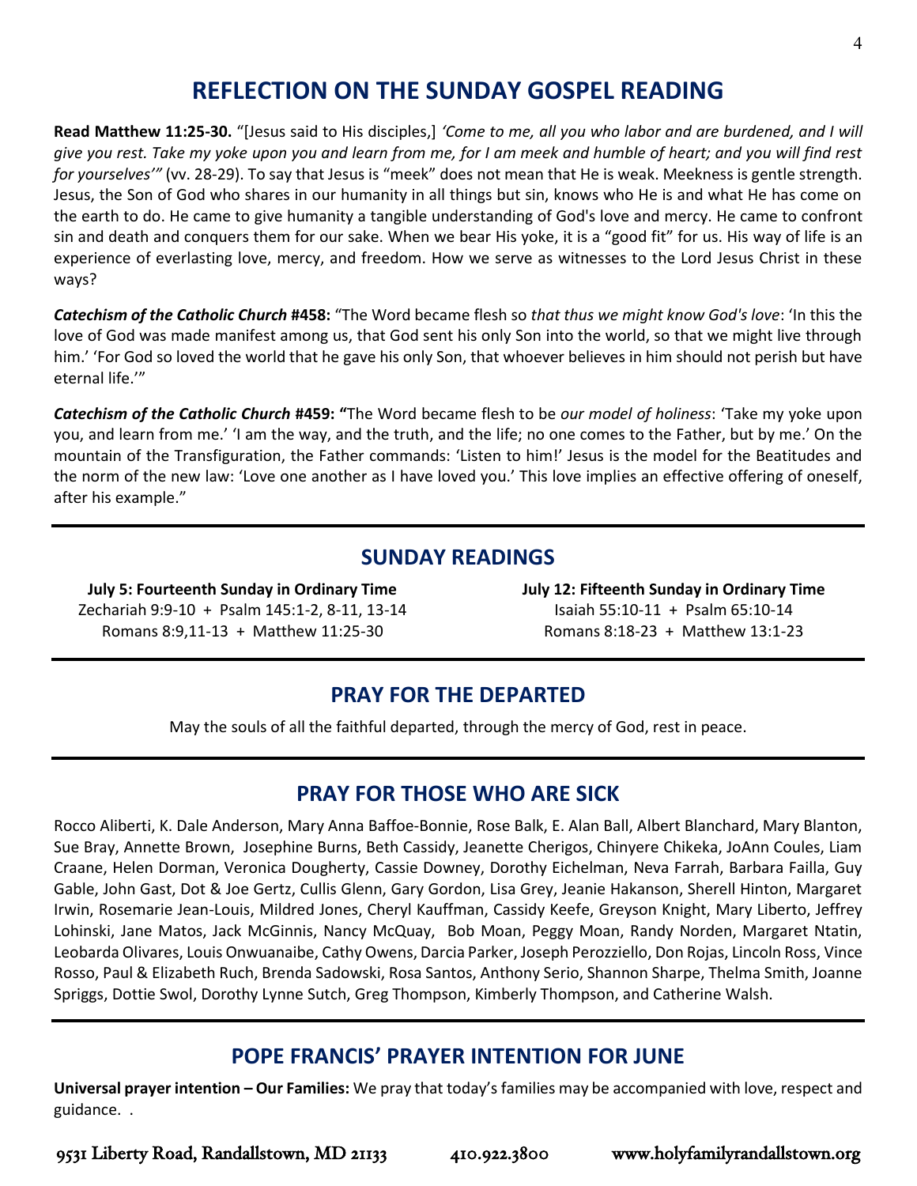# REFLECTION ON THE SUNDAY GOSPEL READING

**Read Matthew 11:25-30.** "[Jesus said to His disciples,] *'Come to me, all you who labor and are burdened, and I will give you rest. Take my yoke upon you and learn from me, for I am meek and humble of heart; and you will find rest for yourselves'"* (vv. 28-29). To say that Jesus is "meek" does not mean that He is weak. Meekness is gentle strength. Jesus, the Son of God who shares in our humanity in all things but sin, knows who He is and what He has come on the earth to do. He came to give humanity a tangible understanding of God's love and mercy. He came to confront sin and death and conquers them for our sake. When we bear His yoke, it is a "good fit" for us. His way of life is an experience of everlasting love, mercy, and freedom. How we serve as witnesses to the Lord Jesus Christ in these ways?

***Catechism of the Catholic Church* #458:** "The Word became flesh so *that thus we might know God's love*: 'In this the love of God was made manifest among us, that God sent his only Son into the world, so that we might live through him.' 'For God so loved the world that he gave his only Son, that whoever believes in him should not perish but have eternal life.'"

***Catechism of the Catholic Church* #459: "**The Word became flesh to be *our model of holiness*: 'Take my yoke upon you, and learn from me.' 'I am the way, and the truth, and the life; no one comes to the Father, but by me.' On the mountain of the Transfiguration, the Father commands: 'Listen to him!' Jesus is the model for the Beatitudes and the norm of the new law: 'Love one another as I have loved you.' This love implies an effective offering of oneself, after his example."

## SUNDAY READINGS

**July 5: Fourteenth Sunday in Ordinary Time**
Zechariah 9:9-10 + Psalm 145:1-2, 8-11, 13-14
Romans 8:9,11-13 + Matthew 11:25-30

**July 12: Fifteenth Sunday in Ordinary Time**
Isaiah 55:10-11 + Psalm 65:10-14
Romans 8:18-23 + Matthew 13:1-23

## PRAY FOR THE DEPARTED

May the souls of all the faithful departed, through the mercy of God, rest in peace.

## PRAY FOR THOSE WHO ARE SICK

Rocco Aliberti, K. Dale Anderson, Mary Anna Baffoe-Bonnie, Rose Balk, E. Alan Ball, Albert Blanchard, Mary Blanton, Sue Bray, Annette Brown, Josephine Burns, Beth Cassidy, Jeanette Cherigos, Chinyere Chikeka, JoAnn Coules, Liam Craane, Helen Dorman, Veronica Dougherty, Cassie Downey, Dorothy Eichelman, Neva Farrah, Barbara Failla, Guy Gable, John Gast, Dot & Joe Gertz, Cullis Glenn, Gary Gordon, Lisa Grey, Jeanie Hakanson, Sherell Hinton, Margaret Irwin, Rosemarie Jean-Louis, Mildred Jones, Cheryl Kauffman, Cassidy Keefe, Greyson Knight, Mary Liberto, Jeffrey Lohinski, Jane Matos, Jack McGinnis, Nancy McQuay, Bob Moan, Peggy Moan, Randy Norden, Margaret Ntatin, Leobarda Olivares, Louis Onwuanaibe, Cathy Owens, Darcia Parker, Joseph Perozziello, Don Rojas, Lincoln Ross, Vince Rosso, Paul & Elizabeth Ruch, Brenda Sadowski, Rosa Santos, Anthony Serio, Shannon Sharpe, Thelma Smith, Joanne Spriggs, Dottie Swol, Dorothy Lynne Sutch, Greg Thompson, Kimberly Thompson, and Catherine Walsh.

## POPE FRANCIS' PRAYER INTENTION FOR JUNE

**Universal prayer intention – Our Families:** We pray that today's families may be accompanied with love, respect and guidance. .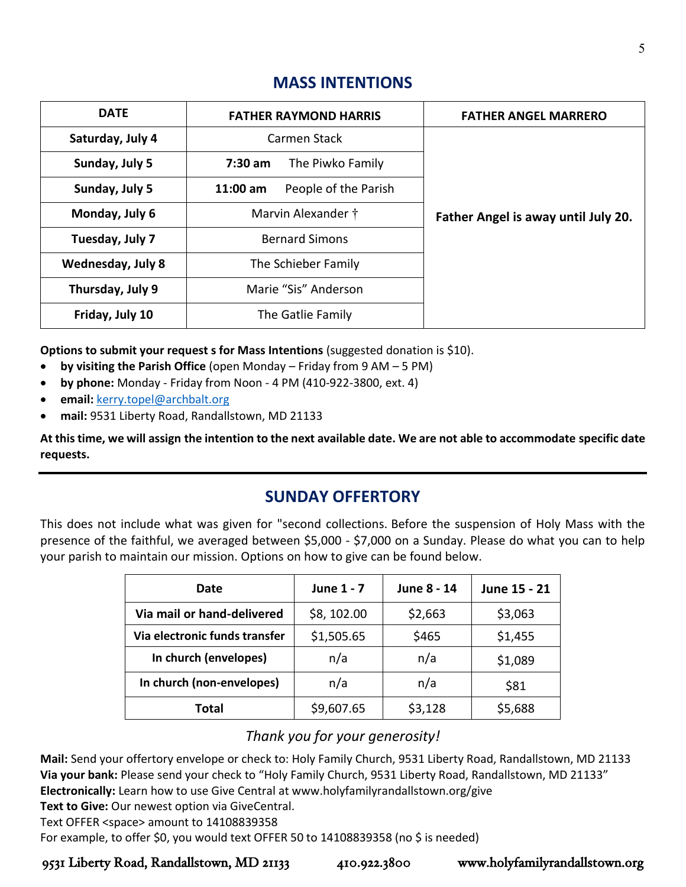## MASS INTENTIONS

| DATE | FATHER RAYMOND HARRIS | FATHER ANGEL MARRERO |
|---|---|---|
| **Saturday, July 4** | Carmen Stack | **Father Angel is away until July 20.** |
| **Sunday, July 5** | **7:30 am** The Piwko Family | |
| **Sunday, July 5** | **11:00 am** People of the Parish | |
| **Monday, July 6** | Marvin Alexander † | |
| **Tuesday, July 7** | Bernard Simons | |
| **Wednesday, July 8** | The Schieber Family | |
| **Thursday, July 9** | Marie "Sis" Anderson | |
| **Friday, July 10** | The Gatlie Family | |

**Options to submit your request s for Mass Intentions** (suggested donation is $10).

- **by visiting the Parish Office** (open Monday – Friday from 9 AM – 5 PM)
- **by phone:** Monday - Friday from Noon - 4 PM (410-922-3800, ext. 4)
- **email:** kerry.topel@archbalt.org
- **mail:** 9531 Liberty Road, Randallstown, MD 21133

**At this time, we will assign the intention to the next available date. We are not able to accommodate specific date requests.**

## SUNDAY OFFERTORY

This does not include what was given for "second collections. Before the suspension of Holy Mass with the presence of the faithful, we averaged between $5,000 - $7,000 on a Sunday. Please do what you can to help your parish to maintain our mission. Options on how to give can be found below.

| Date | June 1 - 7 | June 8 - 14 | June 15 - 21 |
|---|---|---|---|
| **Via mail or hand-delivered** | $8, 102.00 | $2,663 | $3,063 |
| **Via electronic funds transfer** | $1,505.65 | $465 | $1,455 |
| **In church (envelopes)** | n/a | n/a | $1,089 |
| **In church (non-envelopes)** | n/a | n/a | $81 |
| **Total** | $9,607.65 | $3,128 | $5,688 |

*Thank you for your generosity!*

**Mail:** Send your offertory envelope or check to: Holy Family Church, 9531 Liberty Road, Randallstown, MD 21133
**Via your bank:** Please send your check to "Holy Family Church, 9531 Liberty Road, Randallstown, MD 21133"
**Electronically:** Learn how to use Give Central at www.holyfamilyrandallstown.org/give
**Text to Give:** Our newest option via GiveCentral.
Text OFFER <space> amount to 14108839358
For example, to offer $0, you would text OFFER 50 to 14108839358 (no $ is needed)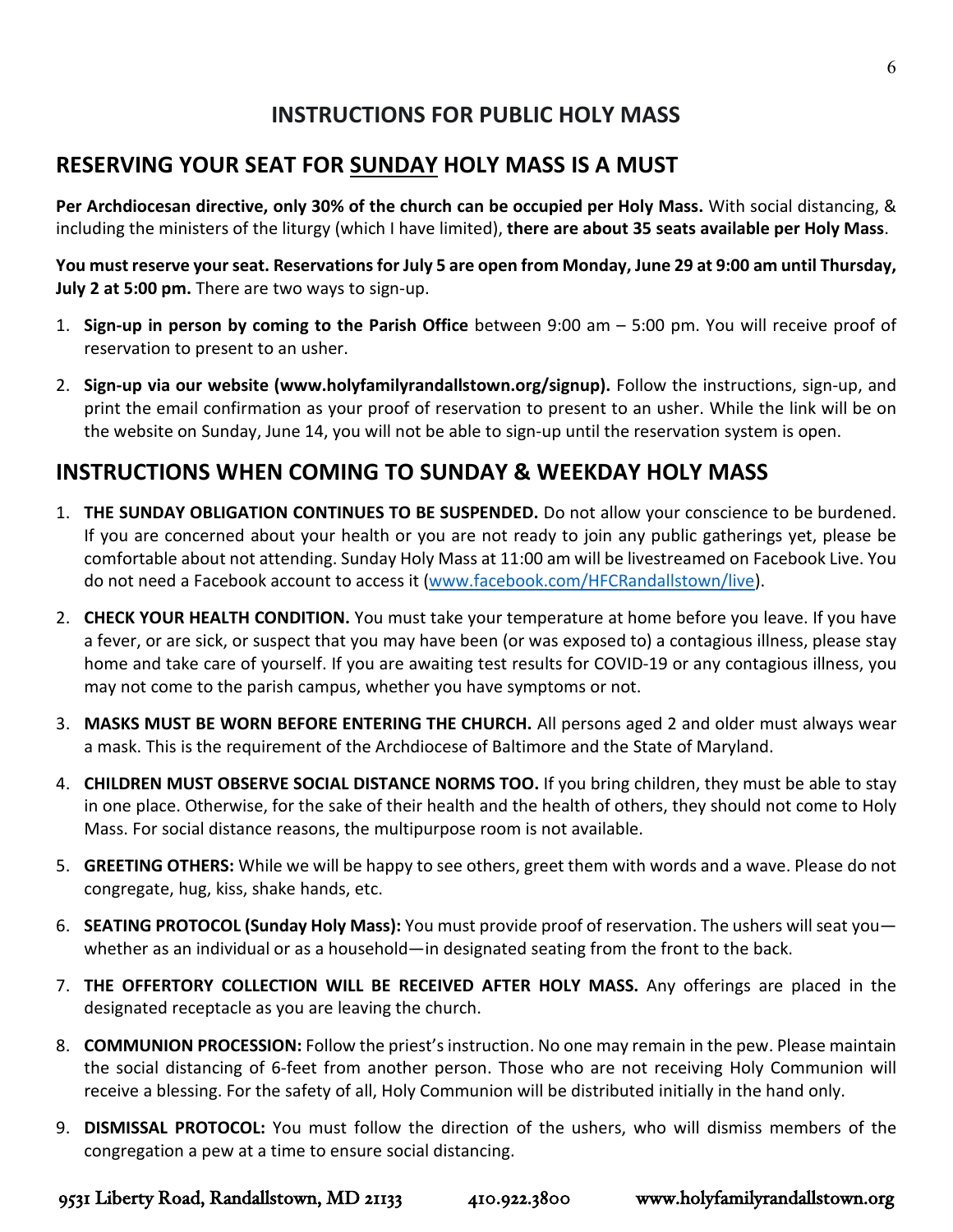# INSTRUCTIONS FOR PUBLIC HOLY MASS

## RESERVING YOUR SEAT FOR SUNDAY HOLY MASS IS A MUST

**Per Archdiocesan directive, only 30% of the church can be occupied per Holy Mass.** With social distancing, & including the ministers of the liturgy (which I have limited), **there are about 35 seats available per Holy Mass**.

**You must reserve your seat. Reservations for July 5 are open from Monday, June 29 at 9:00 am until Thursday, July 2 at 5:00 pm.** There are two ways to sign-up.

1. **Sign-up in person by coming to the Parish Office** between 9:00 am – 5:00 pm. You will receive proof of reservation to present to an usher.
2. **Sign-up via our website (www.holyfamilyrandallstown.org/signup).** Follow the instructions, sign-up, and print the email confirmation as your proof of reservation to present to an usher. While the link will be on the website on Sunday, June 14, you will not be able to sign-up until the reservation system is open.

## INSTRUCTIONS WHEN COMING TO SUNDAY & WEEKDAY HOLY MASS

1. **THE SUNDAY OBLIGATION CONTINUES TO BE SUSPENDED.** Do not allow your conscience to be burdened. If you are concerned about your health or you are not ready to join any public gatherings yet, please be comfortable about not attending. Sunday Holy Mass at 11:00 am will be livestreamed on Facebook Live. You do not need a Facebook account to access it (www.facebook.com/HFCRandallstown/live).
2. **CHECK YOUR HEALTH CONDITION.** You must take your temperature at home before you leave. If you have a fever, or are sick, or suspect that you may have been (or was exposed to) a contagious illness, please stay home and take care of yourself. If you are awaiting test results for COVID-19 or any contagious illness, you may not come to the parish campus, whether you have symptoms or not.
3. **MASKS MUST BE WORN BEFORE ENTERING THE CHURCH.** All persons aged 2 and older must always wear a mask. This is the requirement of the Archdiocese of Baltimore and the State of Maryland.
4. **CHILDREN MUST OBSERVE SOCIAL DISTANCE NORMS TOO.** If you bring children, they must be able to stay in one place. Otherwise, for the sake of their health and the health of others, they should not come to Holy Mass. For social distance reasons, the multipurpose room is not available.
5. **GREETING OTHERS:** While we will be happy to see others, greet them with words and a wave. Please do not congregate, hug, kiss, shake hands, etc.
6. **SEATING PROTOCOL (Sunday Holy Mass):** You must provide proof of reservation. The ushers will seat you—whether as an individual or as a household—in designated seating from the front to the back.
7. **THE OFFERTORY COLLECTION WILL BE RECEIVED AFTER HOLY MASS.** Any offerings are placed in the designated receptacle as you are leaving the church.
8. **COMMUNION PROCESSION:** Follow the priest's instruction. No one may remain in the pew. Please maintain the social distancing of 6-feet from another person. Those who are not receiving Holy Communion will receive a blessing. For the safety of all, Holy Communion will be distributed initially in the hand only.
9. **DISMISSAL PROTOCOL:** You must follow the direction of the ushers, who will dismiss members of the congregation a pew at a time to ensure social distancing.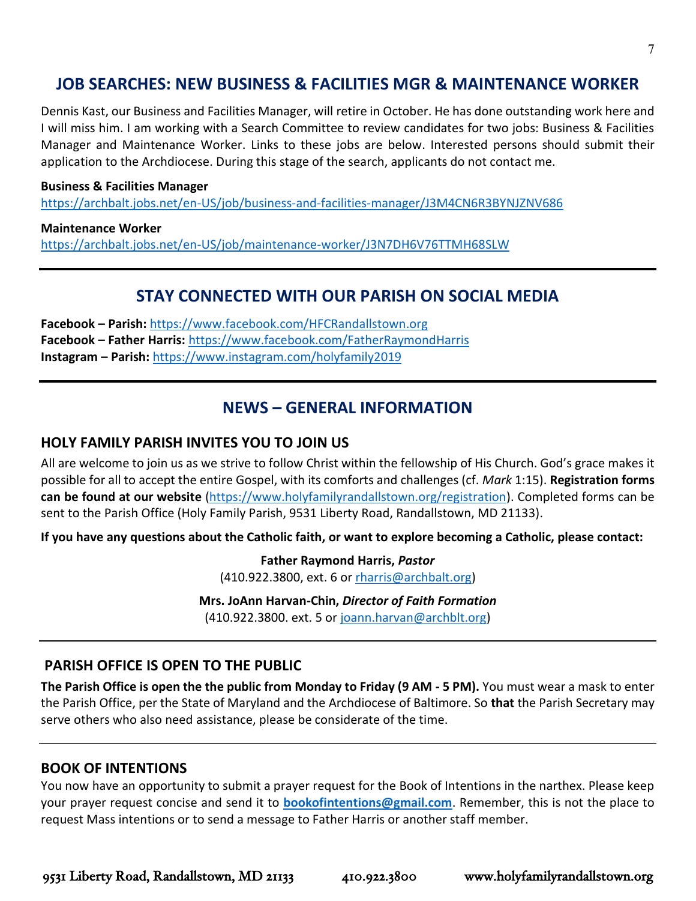## JOB SEARCHES: NEW BUSINESS & FACILITIES MGR & MAINTENANCE WORKER

Dennis Kast, our Business and Facilities Manager, will retire in October. He has done outstanding work here and I will miss him. I am working with a Search Committee to review candidates for two jobs: Business & Facilities Manager and Maintenance Worker. Links to these jobs are below. Interested persons should submit their application to the Archdiocese. During this stage of the search, applicants do not contact me.

**Business & Facilities Manager**
https://archbalt.jobs.net/en-US/job/business-and-facilities-manager/J3M4CN6R3BYNJZNV686

**Maintenance Worker**
https://archbalt.jobs.net/en-US/job/maintenance-worker/J3N7DH6V76TTMH68SLW

---

## STAY CONNECTED WITH OUR PARISH ON SOCIAL MEDIA

**Facebook – Parish:** https://www.facebook.com/HFCRandallstown.org
**Facebook – Father Harris:** https://www.facebook.com/FatherRaymondHarris
**Instagram – Parish:** https://www.instagram.com/holyfamily2019

---

## NEWS – GENERAL INFORMATION

### HOLY FAMILY PARISH INVITES YOU TO JOIN US

All are welcome to join us as we strive to follow Christ within the fellowship of His Church. God's grace makes it possible for all to accept the entire Gospel, with its comforts and challenges (cf. *Mark* 1:15). **Registration forms can be found at our website** (https://www.holyfamilyrandallstown.org/registration). Completed forms can be sent to the Parish Office (Holy Family Parish, 9531 Liberty Road, Randallstown, MD 21133).

**If you have any questions about the Catholic faith, or want to explore becoming a Catholic, please contact:**

**Father Raymond Harris,** ***Pastor***
(410.922.3800, ext. 6 or rharris@archbalt.org)

**Mrs. JoAnn Harvan-Chin,** ***Director of Faith Formation***
(410.922.3800. ext. 5 or joann.harvan@archblt.org)

---

### PARISH OFFICE IS OPEN TO THE PUBLIC

**The Parish Office is open the the public from Monday to Friday (9 AM - 5 PM).** You must wear a mask to enter the Parish Office, per the State of Maryland and the Archdiocese of Baltimore. So **that** the Parish Secretary may serve others who also need assistance, please be considerate of the time.

---

### BOOK OF INTENTIONS

You now have an opportunity to submit a prayer request for the Book of Intentions in the narthex. Please keep your prayer request concise and send it to **bookofintentions@gmail.com**. Remember, this is not the place to request Mass intentions or to send a message to Father Harris or another staff member.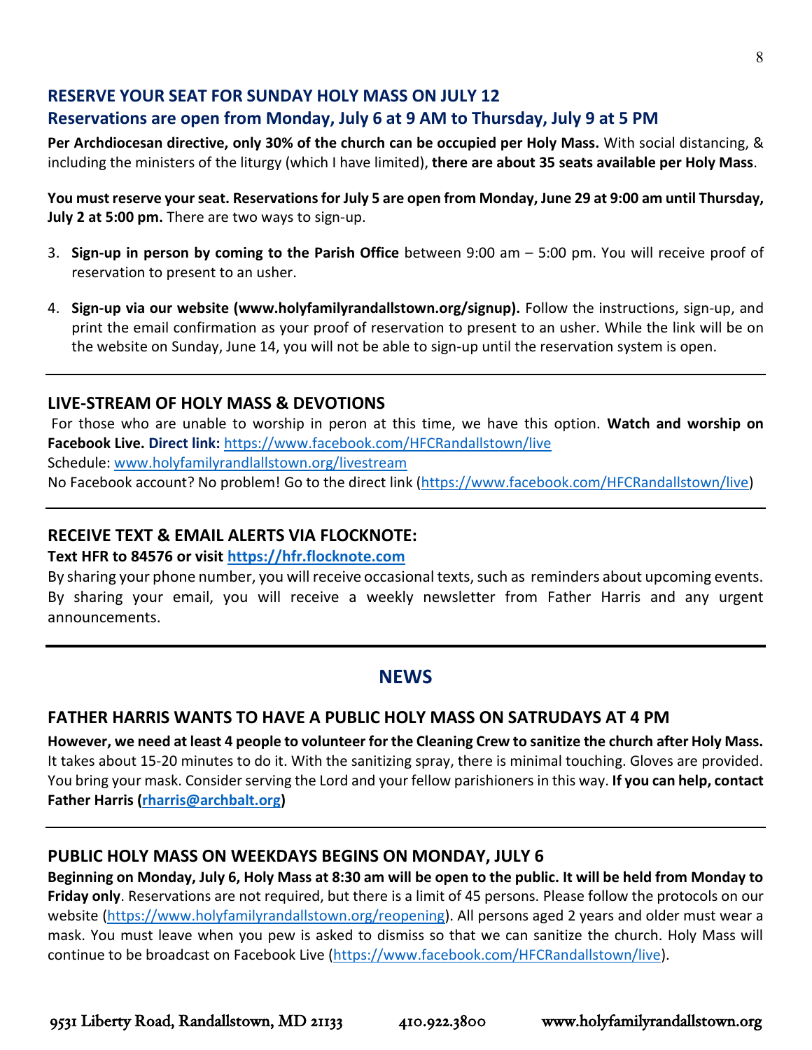## RESERVE YOUR SEAT FOR SUNDAY HOLY MASS ON JULY 12

### Reservations are open from Monday, July 6 at 9 AM to Thursday, July 9 at 5 PM

**Per Archdiocesan directive, only 30% of the church can be occupied per Holy Mass.** With social distancing, & including the ministers of the liturgy (which I have limited), **there are about 35 seats available per Holy Mass**.

**You must reserve your seat. Reservations for July 5 are open from Monday, June 29 at 9:00 am until Thursday, July 2 at 5:00 pm.** There are two ways to sign-up.

3. **Sign-up in person by coming to the Parish Office** between 9:00 am – 5:00 pm. You will receive proof of reservation to present to an usher.

4. **Sign-up via our website (www.holyfamilyrandallstown.org/signup).** Follow the instructions, sign-up, and print the email confirmation as your proof of reservation to present to an usher. While the link will be on the website on Sunday, June 14, you will not be able to sign-up until the reservation system is open.

---

## LIVE-STREAM OF HOLY MASS & DEVOTIONS

For those who are unable to worship in peron at this time, we have this option. **Watch and worship on Facebook Live. Direct link:** https://www.facebook.com/HFCRandallstown/live

Schedule: www.holyfamilyrandlallstown.org/livestream

No Facebook account? No problem! Go to the direct link (https://www.facebook.com/HFCRandallstown/live)

---

## RECEIVE TEXT & EMAIL ALERTS VIA FLOCKNOTE:

**Text HFR to 84576 or visit https://hfr.flocknote.com**

By sharing your phone number, you will receive occasional texts, such as reminders about upcoming events. By sharing your email, you will receive a weekly newsletter from Father Harris and any urgent announcements.

---

# NEWS

## FATHER HARRIS WANTS TO HAVE A PUBLIC HOLY MASS ON SATRUDAYS AT 4 PM

**However, we need at least 4 people to volunteer for the Cleaning Crew to sanitize the church after Holy Mass.** It takes about 15-20 minutes to do it. With the sanitizing spray, there is minimal touching. Gloves are provided. You bring your mask. Consider serving the Lord and your fellow parishioners in this way. **If you can help, contact Father Harris (rharris@archbalt.org)**

---

## PUBLIC HOLY MASS ON WEEKDAYS BEGINS ON MONDAY, JULY 6

**Beginning on Monday, July 6, Holy Mass at 8:30 am will be open to the public. It will be held from Monday to Friday only**. Reservations are not required, but there is a limit of 45 persons. Please follow the protocols on our website (https://www.holyfamilyrandallstown.org/reopening). All persons aged 2 years and older must wear a mask. You must leave when you pew is asked to dismiss so that we can sanitize the church. Holy Mass will continue to be broadcast on Facebook Live (https://www.facebook.com/HFCRandallstown/live).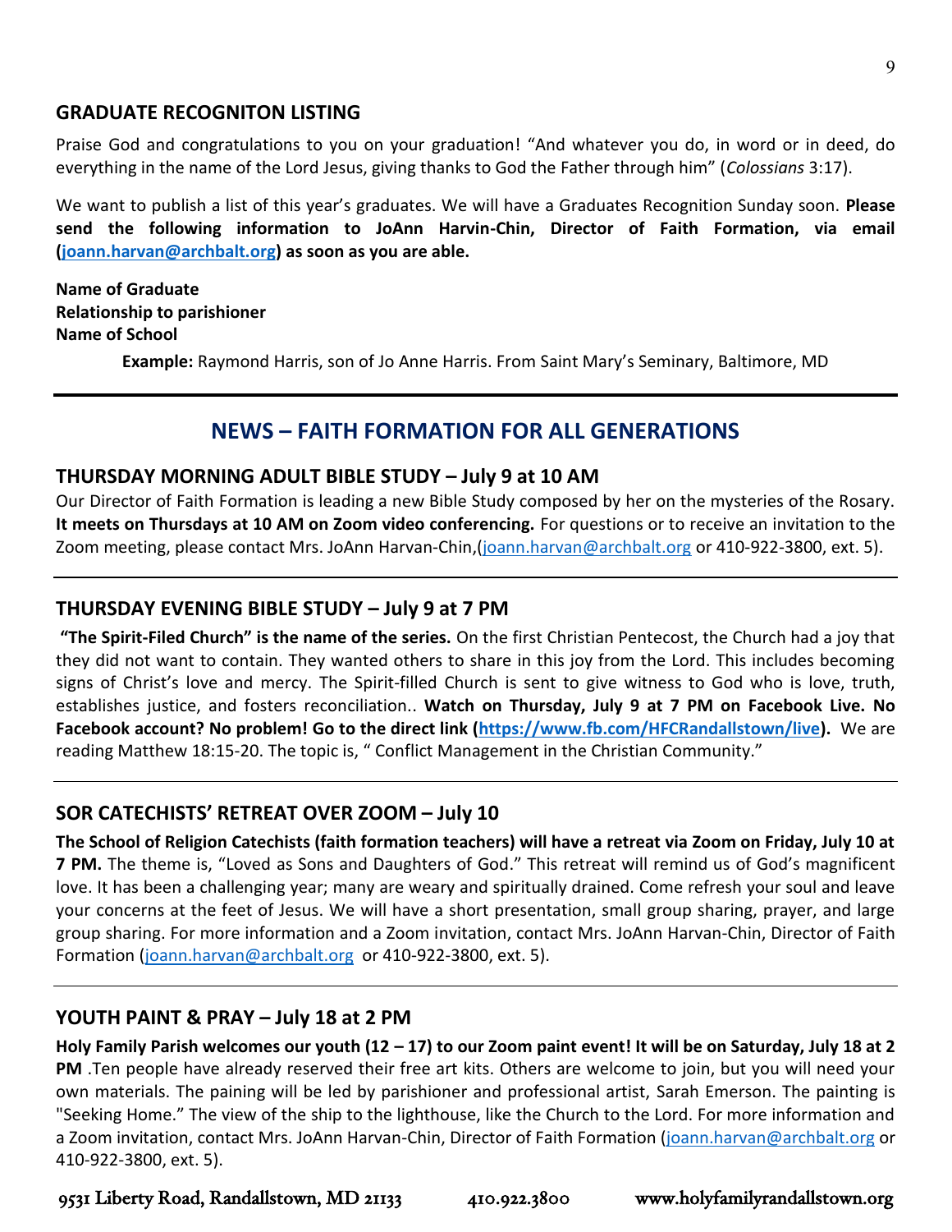## GRADUATE RECOGNITON LISTING

Praise God and congratulations to you on your graduation! “And whatever you do, in word or in deed, do everything in the name of the Lord Jesus, giving thanks to God the Father through him” (*Colossians* 3:17).

We want to publish a list of this year’s graduates. We will have a Graduates Recognition Sunday soon. **Please send the following information to JoAnn Harvin-Chin, Director of Faith Formation, via email (joann.harvan@archbalt.org) as soon as you are able.**

**Name of Graduate**
**Relationship to parishioner**
**Name of School**

**Example:** Raymond Harris, son of Jo Anne Harris. From Saint Mary’s Seminary, Baltimore, MD

---

# NEWS – FAITH FORMATION FOR ALL GENERATIONS

## THURSDAY MORNING ADULT BIBLE STUDY – July 9 at 10 AM

Our Director of Faith Formation is leading a new Bible Study composed by her on the mysteries of the Rosary. **It meets on Thursdays at 10 AM on Zoom video conferencing.** For questions or to receive an invitation to the Zoom meeting, please contact Mrs. JoAnn Harvan-Chin,(joann.harvan@archbalt.org or 410-922-3800, ext. 5).

---

## THURSDAY EVENING BIBLE STUDY – July 9 at 7 PM

**“The Spirit-Filed Church” is the name of the series.** On the first Christian Pentecost, the Church had a joy that they did not want to contain. They wanted others to share in this joy from the Lord. This includes becoming signs of Christ’s love and mercy. The Spirit-filled Church is sent to give witness to God who is love, truth, establishes justice, and fosters reconciliation.. **Watch on Thursday, July 9 at 7 PM on Facebook Live. No Facebook account? No problem! Go to the direct link (https://www.fb.com/HFCRandallstown/live).** We are reading Matthew 18:15-20. The topic is, “ Conflict Management in the Christian Community.”

---

## SOR CATECHISTS’ RETREAT OVER ZOOM – July 10

**The School of Religion Catechists (faith formation teachers) will have a retreat via Zoom on Friday, July 10 at 7 PM.** The theme is, “Loved as Sons and Daughters of God.” This retreat will remind us of God’s magnificent love. It has been a challenging year; many are weary and spiritually drained. Come refresh your soul and leave your concerns at the feet of Jesus. We will have a short presentation, small group sharing, prayer, and large group sharing. For more information and a Zoom invitation, contact Mrs. JoAnn Harvan-Chin, Director of Faith Formation (joann.harvan@archbalt.org or 410-922-3800, ext. 5).

---

## YOUTH PAINT & PRAY – July 18 at 2 PM

**Holy Family Parish welcomes our youth (12 – 17) to our Zoom paint event! It will be on Saturday, July 18 at 2 PM** .Ten people have already reserved their free art kits. Others are welcome to join, but you will need your own materials. The paining will be led by parishioner and professional artist, Sarah Emerson. The painting is "Seeking Home.” The view of the ship to the lighthouse, like the Church to the Lord. For more information and a Zoom invitation, contact Mrs. JoAnn Harvan-Chin, Director of Faith Formation (joann.harvan@archbalt.org or 410-922-3800, ext. 5).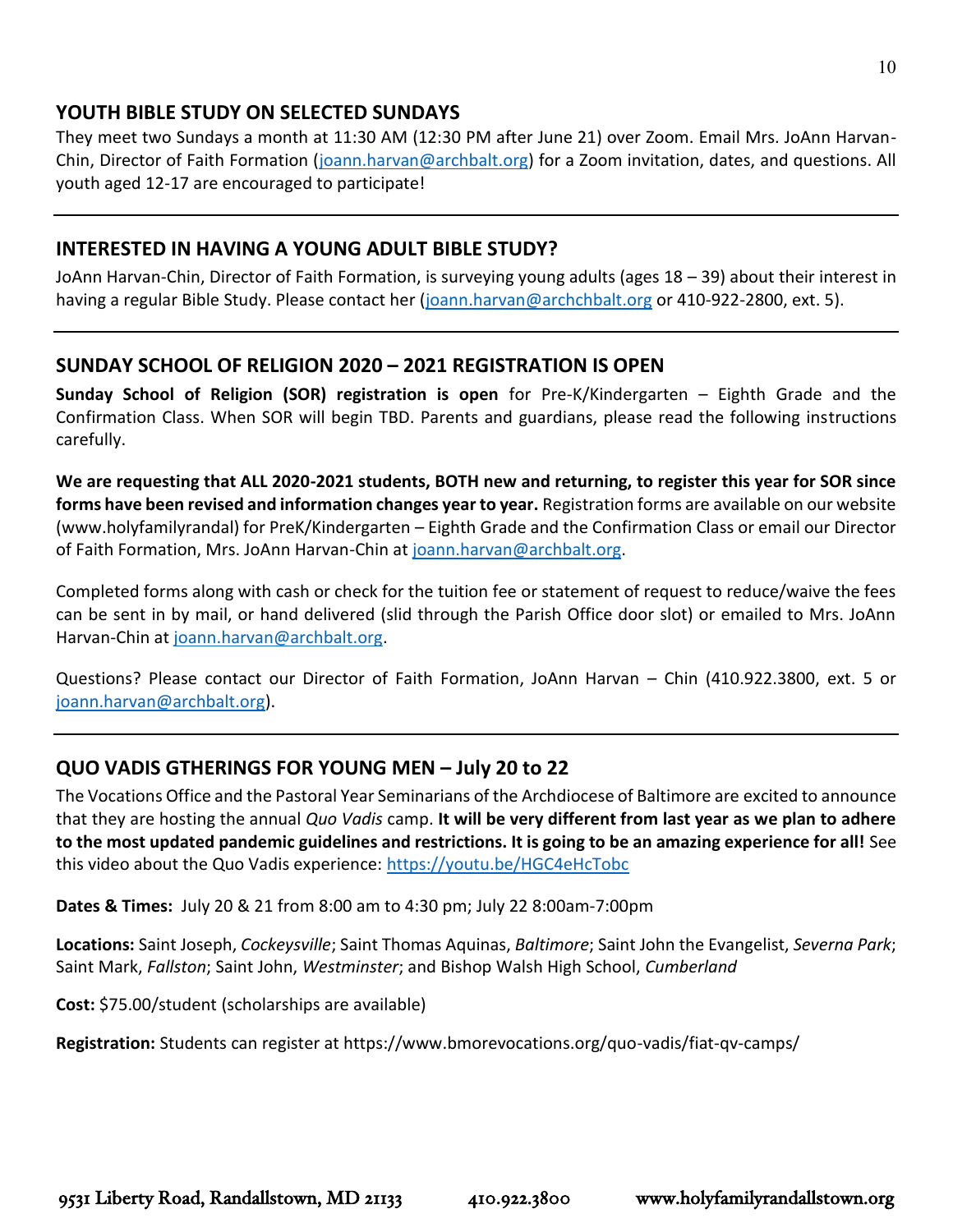## YOUTH BIBLE STUDY ON SELECTED SUNDAYS

They meet two Sundays a month at 11:30 AM (12:30 PM after June 21) over Zoom. Email Mrs. JoAnn Harvan-Chin, Director of Faith Formation (joann.harvan@archbalt.org) for a Zoom invitation, dates, and questions. All youth aged 12-17 are encouraged to participate!

---

## INTERESTED IN HAVING A YOUNG ADULT BIBLE STUDY?

JoAnn Harvan-Chin, Director of Faith Formation, is surveying young adults (ages 18 – 39) about their interest in having a regular Bible Study. Please contact her (joann.harvan@archchbalt.org or 410-922-2800, ext. 5).

---

## SUNDAY SCHOOL OF RELIGION 2020 – 2021 REGISTRATION IS OPEN

**Sunday School of Religion (SOR) registration is open** for Pre-K/Kindergarten – Eighth Grade and the Confirmation Class. When SOR will begin TBD. Parents and guardians, please read the following instructions carefully.

**We are requesting that ALL 2020-2021 students, BOTH new and returning, to register this year for SOR since forms have been revised and information changes year to year.** Registration forms are available on our website (www.holyfamilyrandal) for PreK/Kindergarten – Eighth Grade and the Confirmation Class or email our Director of Faith Formation, Mrs. JoAnn Harvan-Chin at joann.harvan@archbalt.org.

Completed forms along with cash or check for the tuition fee or statement of request to reduce/waive the fees can be sent in by mail, or hand delivered (slid through the Parish Office door slot) or emailed to Mrs. JoAnn Harvan-Chin at joann.harvan@archbalt.org.

Questions? Please contact our Director of Faith Formation, JoAnn Harvan – Chin (410.922.3800, ext. 5 or joann.harvan@archbalt.org).

---

## QUO VADIS GTHERINGS FOR YOUNG MEN – July 20 to 22

The Vocations Office and the Pastoral Year Seminarians of the Archdiocese of Baltimore are excited to announce that they are hosting the annual *Quo Vadis* camp. **It will be very different from last year as we plan to adhere to the most updated pandemic guidelines and restrictions. It is going to be an amazing experience for all!** See this video about the Quo Vadis experience: https://youtu.be/HGC4eHcTobc

**Dates & Times:** July 20 & 21 from 8:00 am to 4:30 pm; July 22 8:00am-7:00pm

**Locations:** Saint Joseph, *Cockeysville*; Saint Thomas Aquinas, *Baltimore*; Saint John the Evangelist, *Severna Park*; Saint Mark, *Fallston*; Saint John, *Westminster*; and Bishop Walsh High School, *Cumberland*

**Cost:** $75.00/student (scholarships are available)

**Registration:** Students can register at https://www.bmorevocations.org/quo-vadis/fiat-qv-camps/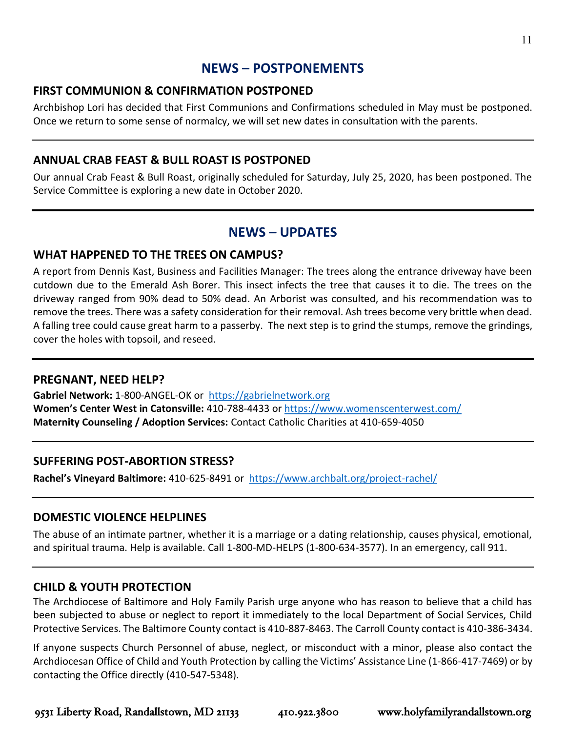## NEWS – POSTPONEMENTS

### FIRST COMMUNION & CONFIRMATION POSTPONED

Archbishop Lori has decided that First Communions and Confirmations scheduled in May must be postponed. Once we return to some sense of normalcy, we will set new dates in consultation with the parents.

---

### ANNUAL CRAB FEAST & BULL ROAST IS POSTPONED

Our annual Crab Feast & Bull Roast, originally scheduled for Saturday, July 25, 2020, has been postponed. The Service Committee is exploring a new date in October 2020.

---

## NEWS – UPDATES

### WHAT HAPPENED TO THE TREES ON CAMPUS?

A report from Dennis Kast, Business and Facilities Manager: The trees along the entrance driveway have been cutdown due to the Emerald Ash Borer. This insect infects the tree that causes it to die. The trees on the driveway ranged from 90% dead to 50% dead. An Arborist was consulted, and his recommendation was to remove the trees. There was a safety consideration for their removal. Ash trees become very brittle when dead. A falling tree could cause great harm to a passerby. The next step is to grind the stumps, remove the grindings, cover the holes with topsoil, and reseed.

---

### PREGNANT, NEED HELP?

**Gabriel Network:** 1-800-ANGEL-OK or https://gabrielnetwork.org
**Women's Center West in Catonsville:** 410-788-4433 or https://www.womenscenterwest.com/
**Maternity Counseling / Adoption Services:** Contact Catholic Charities at 410-659-4050

---

### SUFFERING POST-ABORTION STRESS?

**Rachel's Vineyard Baltimore:** 410-625-8491 or https://www.archbalt.org/project-rachel/

---

### DOMESTIC VIOLENCE HELPLINES

The abuse of an intimate partner, whether it is a marriage or a dating relationship, causes physical, emotional, and spiritual trauma. Help is available. Call 1-800-MD-HELPS (1-800-634-3577). In an emergency, call 911.

---

### CHILD & YOUTH PROTECTION

The Archdiocese of Baltimore and Holy Family Parish urge anyone who has reason to believe that a child has been subjected to abuse or neglect to report it immediately to the local Department of Social Services, Child Protective Services. The Baltimore County contact is 410-887-8463. The Carroll County contact is 410-386-3434.

If anyone suspects Church Personnel of abuse, neglect, or misconduct with a minor, please also contact the Archdiocesan Office of Child and Youth Protection by calling the Victims' Assistance Line (1-866-417-7469) or by contacting the Office directly (410-547-5348).